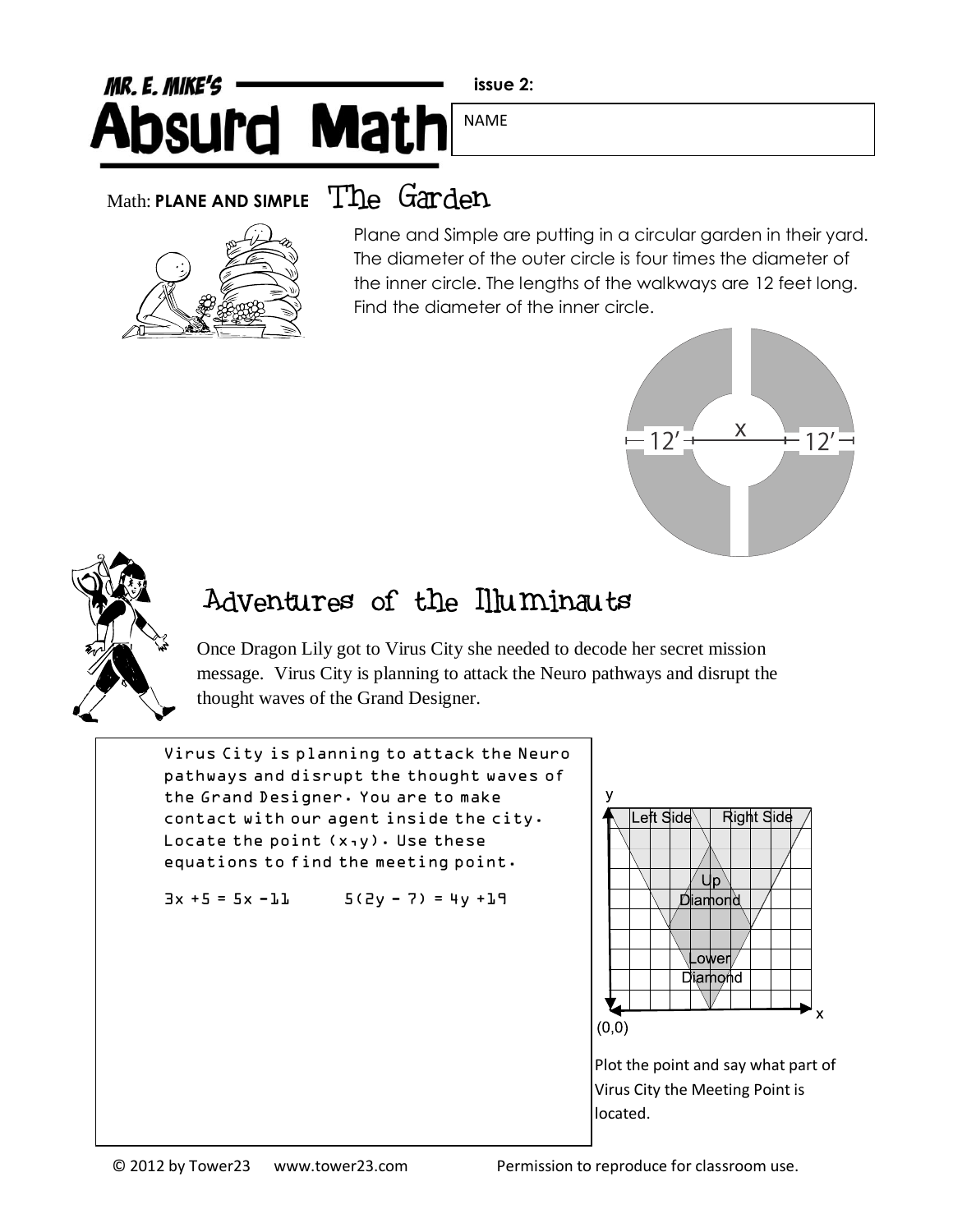# MR. E. MIKE'S Absurd Math

issue 2:

NAME

## Math: **PLANE AND SIMPLE** The Garden

Plane and Simple are putting in a circular garden in their yard. The diameter of the outer circle is four times the diameter of the inner circle. The lengths of the walkways are 12 feet long. Find the diameter of the inner circle.

12′ x 12′

## Adventures of the Illuminauts

Once Dragon Lily got to Virus City she needed to decode her secret mission message. Virus City is planning to attack the Neuro pathways and disrupt the thought waves of the Grand Designer.

Virus City is planning to attack the Neuro pathways and disrupt the thought waves of the Grand Designer. You are to make contact with our agent inside the city. Locate the point (x,y). Use these equations to find the meeting point.

$3x + 5 = 5x - 11$ $\qquad$ $5(2y - 7) = 4y + 19$

y

Left Side — Right Side

Up Diamond

Lower Diamond

(0,0) — x

Plot the point and say what part of Virus City the Meeting Point is located.

© 2012 by Tower23 www.tower23.com Permission to reproduce for classroom use.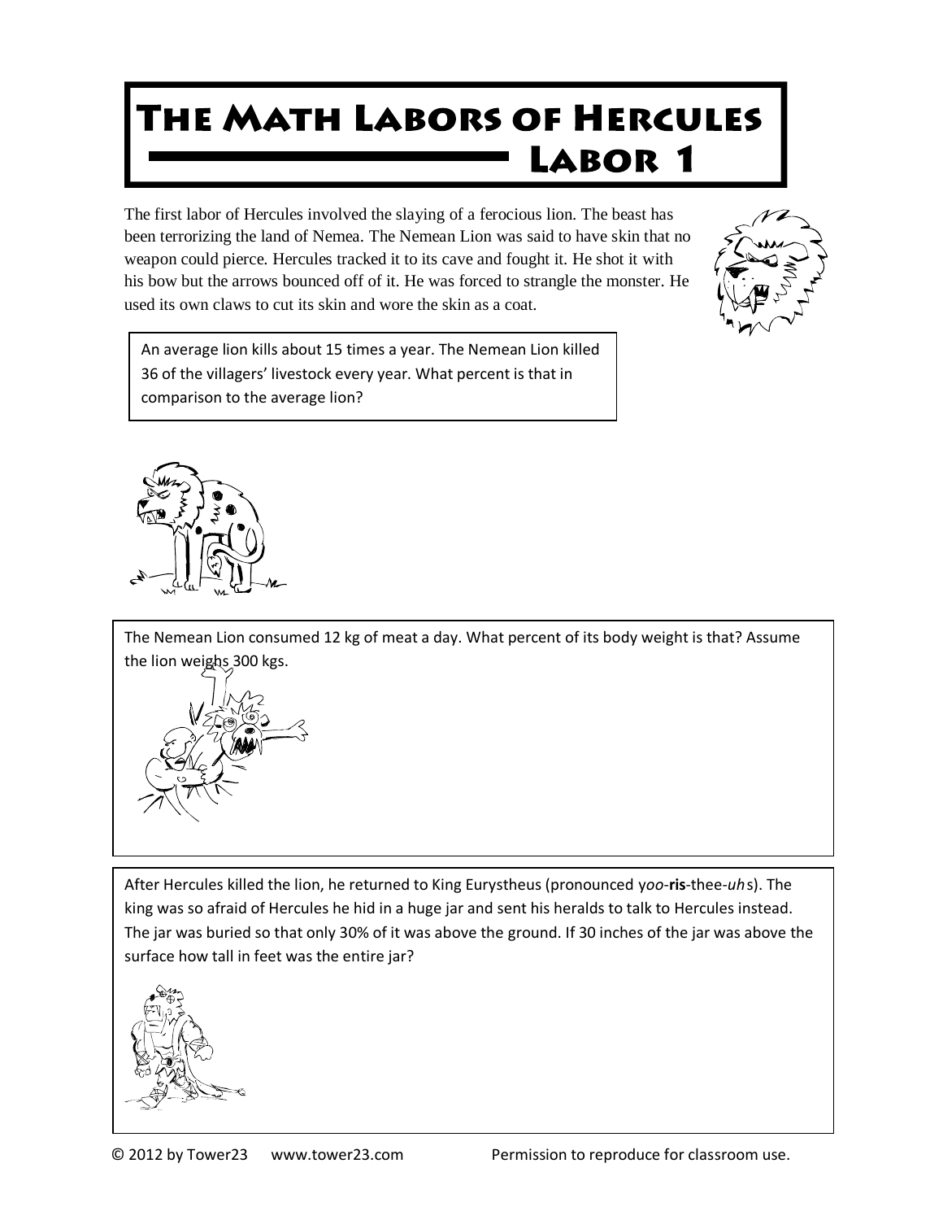# The Math Labors of Hercules

## Labor 1

The first labor of Hercules involved the slaying of a ferocious lion. The beast has been terrorizing the land of Nemea. The Nemean Lion was said to have skin that no weapon could pierce. Hercules tracked it to its cave and fought it. He shot it with his bow but the arrows bounced off of it. He was forced to strangle the monster. He used its own claws to cut its skin and wore the skin as a coat.

An average lion kills about 15 times a year. The Nemean Lion killed 36 of the villagers' livestock every year. What percent is that in comparison to the average lion?

The Nemean Lion consumed 12 kg of meat a day. What percent of its body weight is that? Assume the lion weighs 300 kgs.

After Hercules killed the lion, he returned to King Eurystheus (pronounced y*oo*-**ris**-thee-*uh*s). The king was so afraid of Hercules he hid in a huge jar and sent his heralds to talk to Hercules instead. The jar was buried so that only 30% of it was above the ground. If 30 inches of the jar was above the surface how tall in feet was the entire jar?

© 2012 by Tower23 www.tower23.com Permission to reproduce for classroom use.